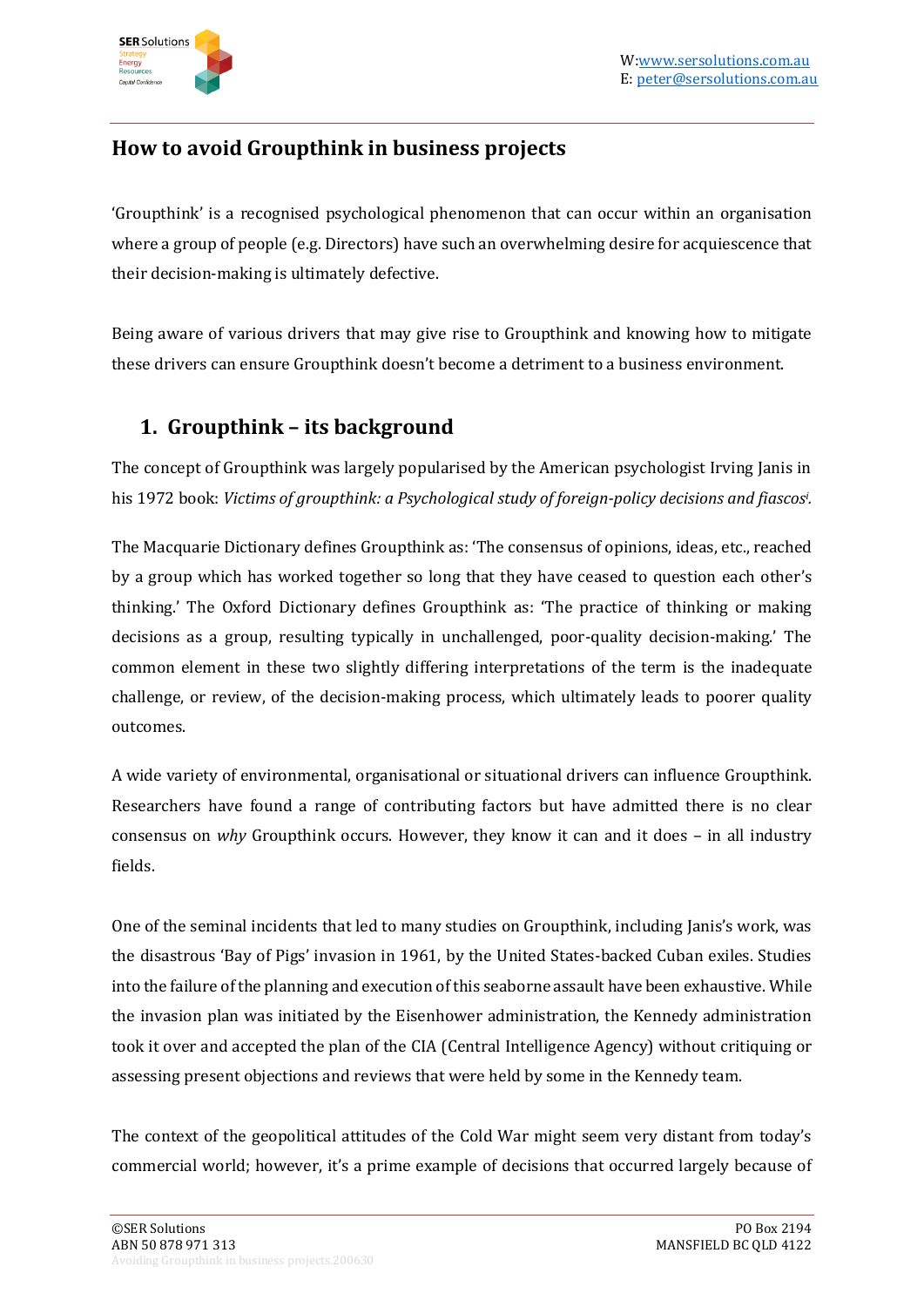# How to avoid Groupthink in business projects

'Groupthink' is a recognised psychological phenomenon that can occur within an organisation where a group of people (e.g. Directors) have such an overwhelming desire for acquiescence that their decision-making is ultimately defective.

Being aware of various drivers that may give rise to Groupthink and knowing how to mitigate these drivers can ensure Groupthink doesn't become a detriment to a business environment.

## 1. Groupthink – its background

The concept of Groupthink was largely popularised by the American psychologist Irving Janis in his 1972 book: *Victims of groupthink: a Psychological study of foreign-policy decisions and fiascos*[i].

The Macquarie Dictionary defines Groupthink as: 'The consensus of opinions, ideas, etc., reached by a group which has worked together so long that they have ceased to question each other's thinking.' The Oxford Dictionary defines Groupthink as: 'The practice of thinking or making decisions as a group, resulting typically in unchallenged, poor-quality decision-making.' The common element in these two slightly differing interpretations of the term is the inadequate challenge, or review, of the decision-making process, which ultimately leads to poorer quality outcomes.

A wide variety of environmental, organisational or situational drivers can influence Groupthink. Researchers have found a range of contributing factors but have admitted there is no clear consensus on *why* Groupthink occurs. However, they know it can and it does – in all industry fields.

One of the seminal incidents that led to many studies on Groupthink, including Janis's work, was the disastrous 'Bay of Pigs' invasion in 1961, by the United States-backed Cuban exiles. Studies into the failure of the planning and execution of this seaborne assault have been exhaustive. While the invasion plan was initiated by the Eisenhower administration, the Kennedy administration took it over and accepted the plan of the CIA (Central Intelligence Agency) without critiquing or assessing present objections and reviews that were held by some in the Kennedy team.

The context of the geopolitical attitudes of the Cold War might seem very distant from today's commercial world; however, it's a prime example of decisions that occurred largely because of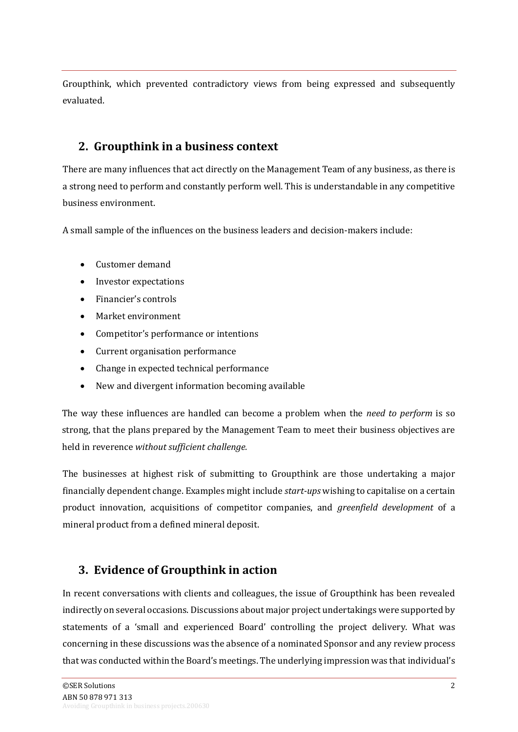Groupthink, which prevented contradictory views from being expressed and subsequently evaluated.

## 2. Groupthink in a business context

There are many influences that act directly on the Management Team of any business, as there is a strong need to perform and constantly perform well. This is understandable in any competitive business environment.

A small sample of the influences on the business leaders and decision-makers include:

- Customer demand
- Investor expectations
- Financier's controls
- Market environment
- Competitor's performance or intentions
- Current organisation performance
- Change in expected technical performance
- New and divergent information becoming available

The way these influences are handled can become a problem when the *need to perform* is so strong, that the plans prepared by the Management Team to meet their business objectives are held in reverence *without sufficient challenge*.

The businesses at highest risk of submitting to Groupthink are those undertaking a major financially dependent change. Examples might include *start-ups* wishing to capitalise on a certain product innovation, acquisitions of competitor companies, and *greenfield development* of a mineral product from a defined mineral deposit.

## 3. Evidence of Groupthink in action

In recent conversations with clients and colleagues, the issue of Groupthink has been revealed indirectly on several occasions. Discussions about major project undertakings were supported by statements of a 'small and experienced Board' controlling the project delivery. What was concerning in these discussions was the absence of a nominated Sponsor and any review process that was conducted within the Board's meetings. The underlying impression was that individual's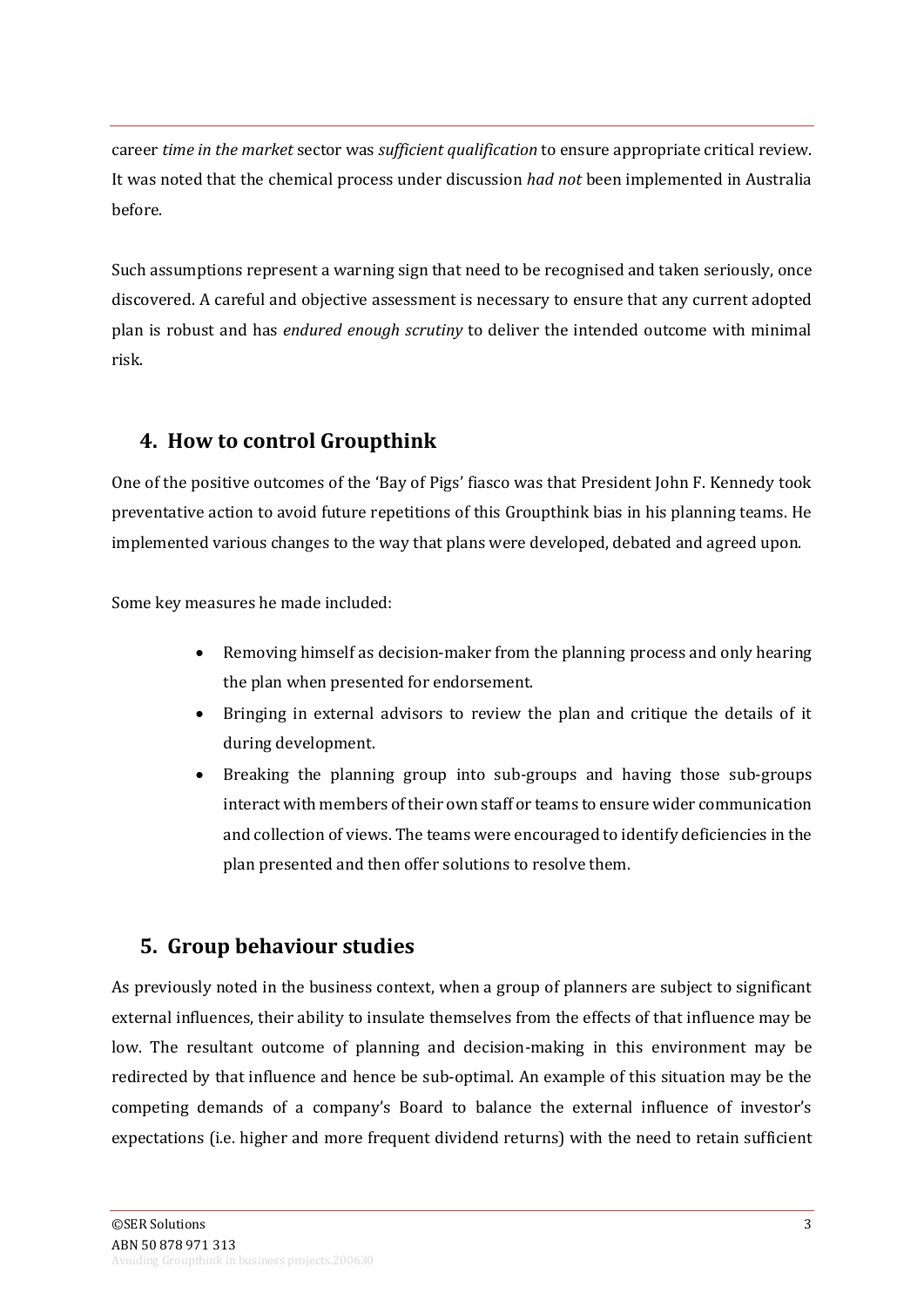career *time in the market* sector was *sufficient qualification* to ensure appropriate critical review. It was noted that the chemical process under discussion *had not* been implemented in Australia before.

Such assumptions represent a warning sign that need to be recognised and taken seriously, once discovered. A careful and objective assessment is necessary to ensure that any current adopted plan is robust and has *endured enough scrutiny* to deliver the intended outcome with minimal risk.

## 4. How to control Groupthink

One of the positive outcomes of the 'Bay of Pigs' fiasco was that President John F. Kennedy took preventative action to avoid future repetitions of this Groupthink bias in his planning teams. He implemented various changes to the way that plans were developed, debated and agreed upon.

Some key measures he made included:

- Removing himself as decision-maker from the planning process and only hearing the plan when presented for endorsement.
- Bringing in external advisors to review the plan and critique the details of it during development.
- Breaking the planning group into sub-groups and having those sub-groups interact with members of their own staff or teams to ensure wider communication and collection of views. The teams were encouraged to identify deficiencies in the plan presented and then offer solutions to resolve them.

## 5. Group behaviour studies

As previously noted in the business context, when a group of planners are subject to significant external influences, their ability to insulate themselves from the effects of that influence may be low. The resultant outcome of planning and decision-making in this environment may be redirected by that influence and hence be sub-optimal. An example of this situation may be the competing demands of a company's Board to balance the external influence of investor's expectations (i.e. higher and more frequent dividend returns) with the need to retain sufficient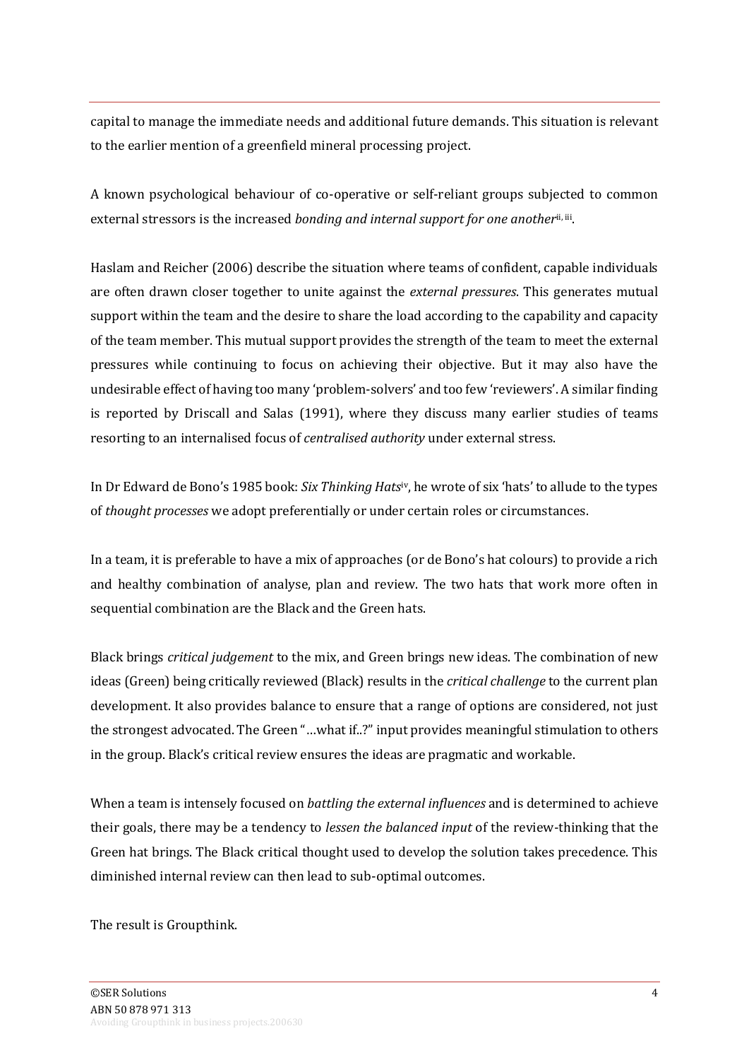capital to manage the immediate needs and additional future demands. This situation is relevant to the earlier mention of a greenfield mineral processing project.

A known psychological behaviour of co-operative or self-reliant groups subjected to common external stressors is the increased *bonding and internal support for one another*[ii, iii].

Haslam and Reicher (2006) describe the situation where teams of confident, capable individuals are often drawn closer together to unite against the *external pressures*. This generates mutual support within the team and the desire to share the load according to the capability and capacity of the team member. This mutual support provides the strength of the team to meet the external pressures while continuing to focus on achieving their objective. But it may also have the undesirable effect of having too many 'problem-solvers' and too few 'reviewers'. A similar finding is reported by Driscall and Salas (1991), where they discuss many earlier studies of teams resorting to an internalised focus of *centralised authority* under external stress.

In Dr Edward de Bono's 1985 book: *Six Thinking Hats*[iv], he wrote of six 'hats' to allude to the types of *thought processes* we adopt preferentially or under certain roles or circumstances.

In a team, it is preferable to have a mix of approaches (or de Bono's hat colours) to provide a rich and healthy combination of analyse, plan and review. The two hats that work more often in sequential combination are the Black and the Green hats.

Black brings *critical judgement* to the mix, and Green brings new ideas. The combination of new ideas (Green) being critically reviewed (Black) results in the *critical challenge* to the current plan development. It also provides balance to ensure that a range of options are considered, not just the strongest advocated. The Green "…what if..?" input provides meaningful stimulation to others in the group. Black's critical review ensures the ideas are pragmatic and workable.

When a team is intensely focused on *battling the external influences* and is determined to achieve their goals, there may be a tendency to *lessen the balanced input* of the review-thinking that the Green hat brings. The Black critical thought used to develop the solution takes precedence. This diminished internal review can then lead to sub-optimal outcomes.

The result is Groupthink.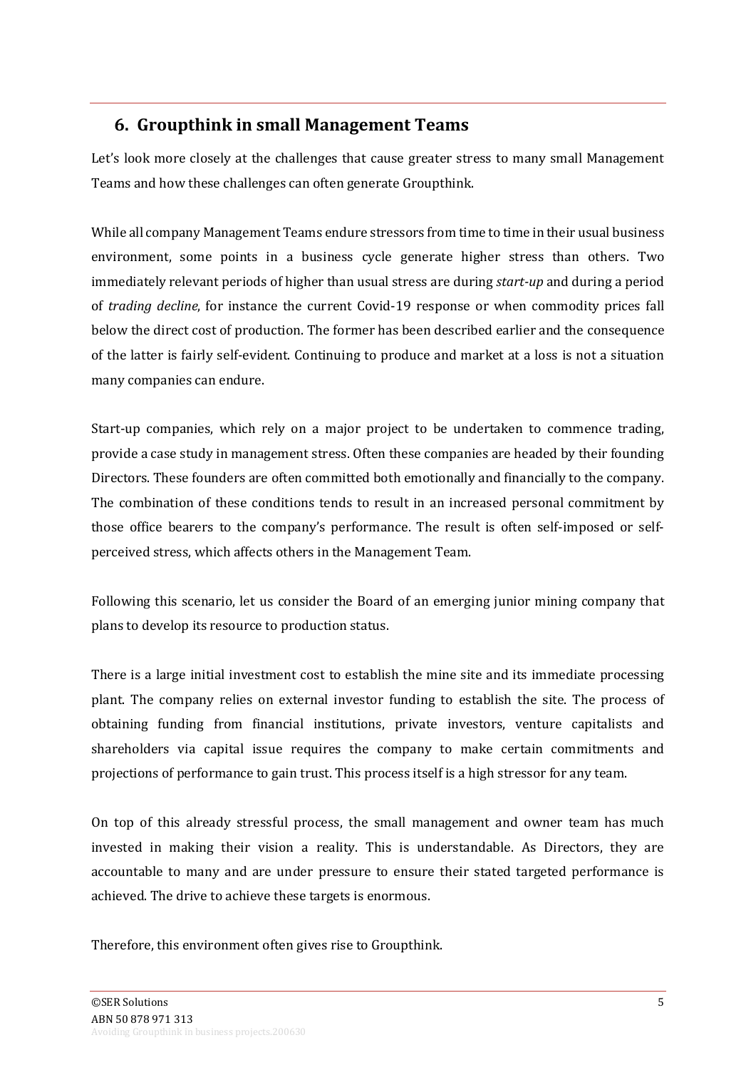## 6. Groupthink in small Management Teams

Let's look more closely at the challenges that cause greater stress to many small Management Teams and how these challenges can often generate Groupthink.

While all company Management Teams endure stressors from time to time in their usual business environment, some points in a business cycle generate higher stress than others. Two immediately relevant periods of higher than usual stress are during *start-up* and during a period of *trading decline*, for instance the current Covid-19 response or when commodity prices fall below the direct cost of production. The former has been described earlier and the consequence of the latter is fairly self-evident. Continuing to produce and market at a loss is not a situation many companies can endure.

Start-up companies, which rely on a major project to be undertaken to commence trading, provide a case study in management stress. Often these companies are headed by their founding Directors. These founders are often committed both emotionally and financially to the company. The combination of these conditions tends to result in an increased personal commitment by those office bearers to the company's performance. The result is often self-imposed or self-perceived stress, which affects others in the Management Team.

Following this scenario, let us consider the Board of an emerging junior mining company that plans to develop its resource to production status.

There is a large initial investment cost to establish the mine site and its immediate processing plant. The company relies on external investor funding to establish the site. The process of obtaining funding from financial institutions, private investors, venture capitalists and shareholders via capital issue requires the company to make certain commitments and projections of performance to gain trust. This process itself is a high stressor for any team.

On top of this already stressful process, the small management and owner team has much invested in making their vision a reality. This is understandable. As Directors, they are accountable to many and are under pressure to ensure their stated targeted performance is achieved. The drive to achieve these targets is enormous.

Therefore, this environment often gives rise to Groupthink.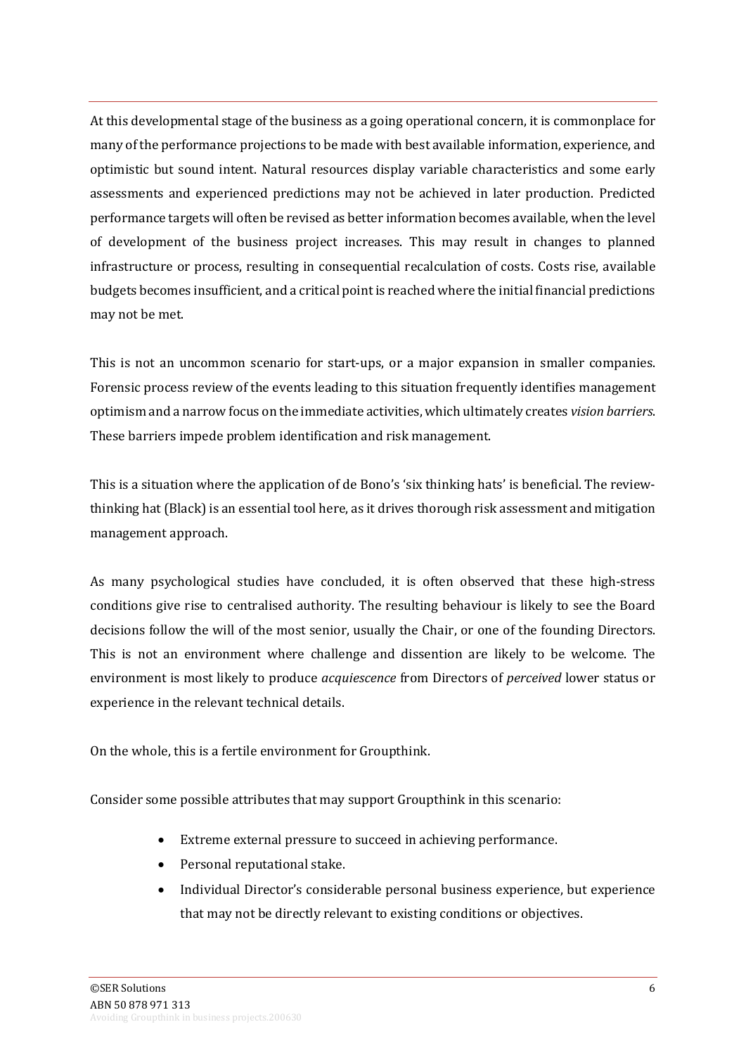At this developmental stage of the business as a going operational concern, it is commonplace for many of the performance projections to be made with best available information, experience, and optimistic but sound intent. Natural resources display variable characteristics and some early assessments and experienced predictions may not be achieved in later production. Predicted performance targets will often be revised as better information becomes available, when the level of development of the business project increases. This may result in changes to planned infrastructure or process, resulting in consequential recalculation of costs. Costs rise, available budgets becomes insufficient, and a critical point is reached where the initial financial predictions may not be met.

This is not an uncommon scenario for start-ups, or a major expansion in smaller companies. Forensic process review of the events leading to this situation frequently identifies management optimism and a narrow focus on the immediate activities, which ultimately creates *vision barriers*. These barriers impede problem identification and risk management.

This is a situation where the application of de Bono's 'six thinking hats' is beneficial. The review-thinking hat (Black) is an essential tool here, as it drives thorough risk assessment and mitigation management approach.

As many psychological studies have concluded, it is often observed that these high-stress conditions give rise to centralised authority. The resulting behaviour is likely to see the Board decisions follow the will of the most senior, usually the Chair, or one of the founding Directors. This is not an environment where challenge and dissention are likely to be welcome. The environment is most likely to produce *acquiescence* from Directors of *perceived* lower status or experience in the relevant technical details.

On the whole, this is a fertile environment for Groupthink.

Consider some possible attributes that may support Groupthink in this scenario:

- Extreme external pressure to succeed in achieving performance.
- Personal reputational stake.
- Individual Director's considerable personal business experience, but experience that may not be directly relevant to existing conditions or objectives.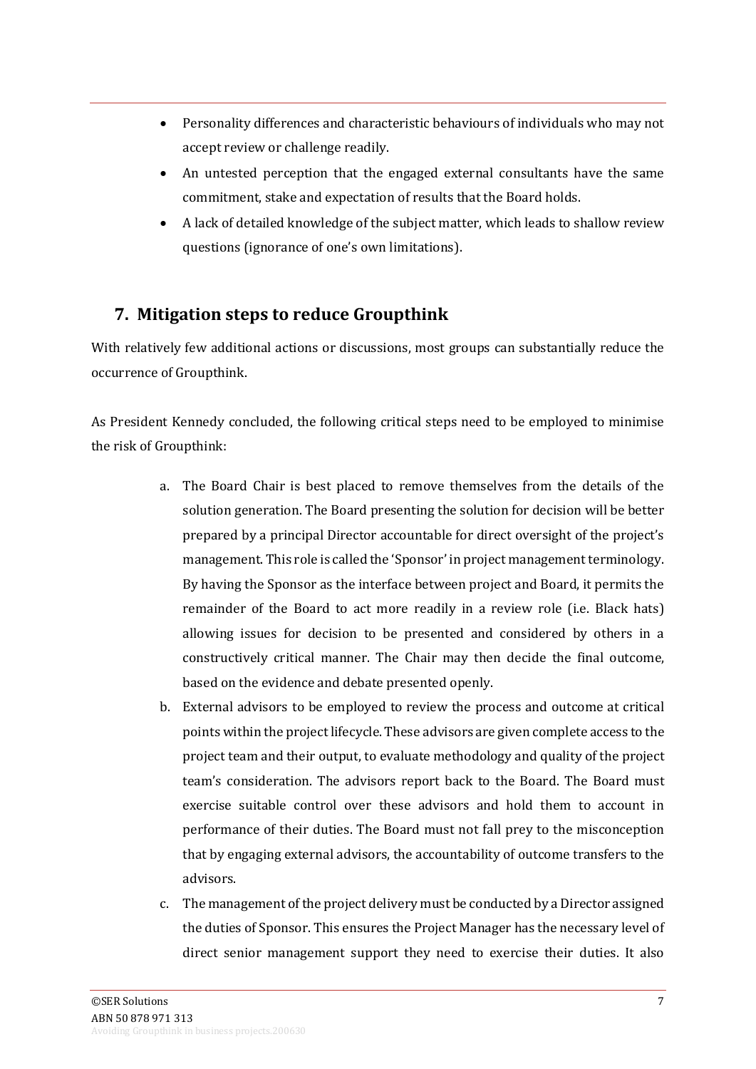- Personality differences and characteristic behaviours of individuals who may not accept review or challenge readily.
- An untested perception that the engaged external consultants have the same commitment, stake and expectation of results that the Board holds.
- A lack of detailed knowledge of the subject matter, which leads to shallow review questions (ignorance of one's own limitations).

## 7. Mitigation steps to reduce Groupthink

With relatively few additional actions or discussions, most groups can substantially reduce the occurrence of Groupthink.

As President Kennedy concluded, the following critical steps need to be employed to minimise the risk of Groupthink:

a. The Board Chair is best placed to remove themselves from the details of the solution generation. The Board presenting the solution for decision will be better prepared by a principal Director accountable for direct oversight of the project's management. This role is called the 'Sponsor' in project management terminology. By having the Sponsor as the interface between project and Board, it permits the remainder of the Board to act more readily in a review role (i.e. Black hats) allowing issues for decision to be presented and considered by others in a constructively critical manner. The Chair may then decide the final outcome, based on the evidence and debate presented openly.

b. External advisors to be employed to review the process and outcome at critical points within the project lifecycle. These advisors are given complete access to the project team and their output, to evaluate methodology and quality of the project team's consideration. The advisors report back to the Board. The Board must exercise suitable control over these advisors and hold them to account in performance of their duties. The Board must not fall prey to the misconception that by engaging external advisors, the accountability of outcome transfers to the advisors.

c. The management of the project delivery must be conducted by a Director assigned the duties of Sponsor. This ensures the Project Manager has the necessary level of direct senior management support they need to exercise their duties. It also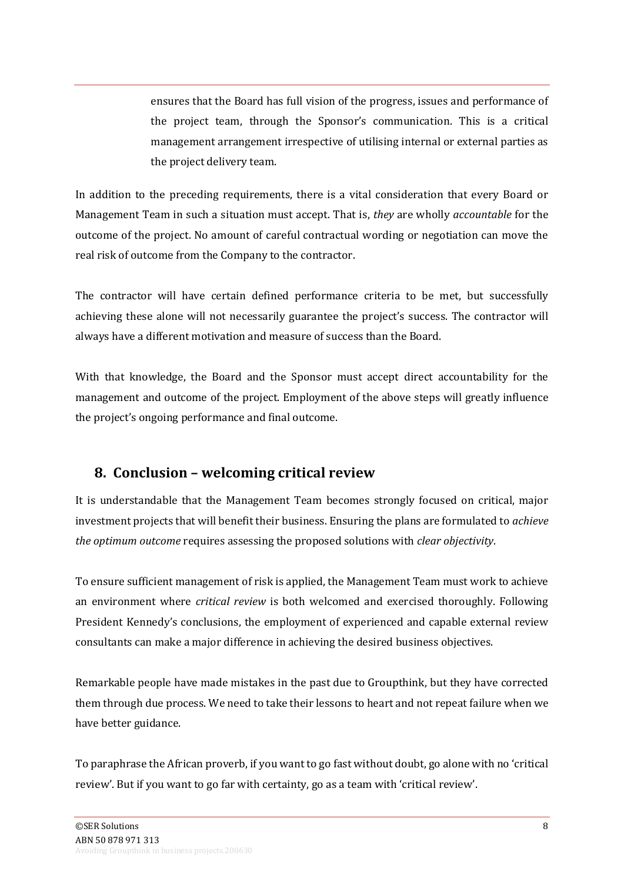ensures that the Board has full vision of the progress, issues and performance of the project team, through the Sponsor's communication. This is a critical management arrangement irrespective of utilising internal or external parties as the project delivery team.

In addition to the preceding requirements, there is a vital consideration that every Board or Management Team in such a situation must accept. That is, *they* are wholly *accountable* for the outcome of the project. No amount of careful contractual wording or negotiation can move the real risk of outcome from the Company to the contractor.

The contractor will have certain defined performance criteria to be met, but successfully achieving these alone will not necessarily guarantee the project's success. The contractor will always have a different motivation and measure of success than the Board.

With that knowledge, the Board and the Sponsor must accept direct accountability for the management and outcome of the project. Employment of the above steps will greatly influence the project's ongoing performance and final outcome.

## 8. Conclusion – welcoming critical review

It is understandable that the Management Team becomes strongly focused on critical, major investment projects that will benefit their business. Ensuring the plans are formulated to *achieve the optimum outcome* requires assessing the proposed solutions with *clear objectivity*.

To ensure sufficient management of risk is applied, the Management Team must work to achieve an environment where *critical review* is both welcomed and exercised thoroughly. Following President Kennedy's conclusions, the employment of experienced and capable external review consultants can make a major difference in achieving the desired business objectives.

Remarkable people have made mistakes in the past due to Groupthink, but they have corrected them through due process. We need to take their lessons to heart and not repeat failure when we have better guidance.

To paraphrase the African proverb, if you want to go fast without doubt, go alone with no 'critical review'. But if you want to go far with certainty, go as a team with 'critical review'.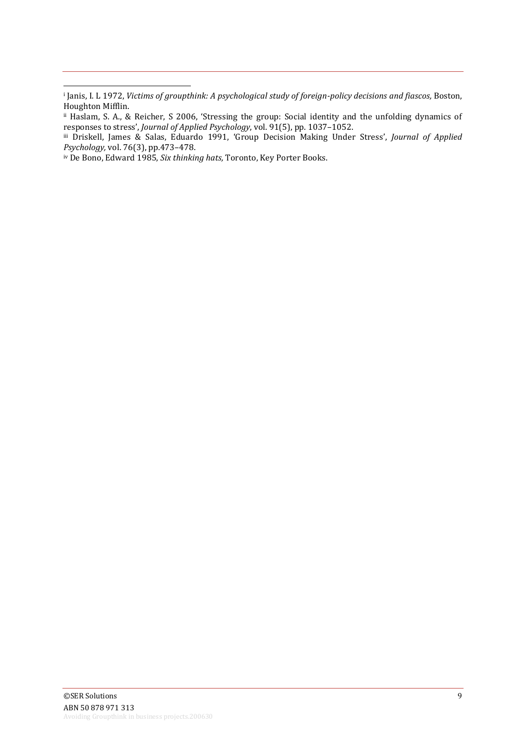[i] Janis, I. L 1972, *Victims of groupthink: A psychological study of foreign-policy decisions and fiascos,* Boston, Houghton Mifflin.

[ii] Haslam, S. A., & Reicher, S 2006, 'Stressing the group: Social identity and the unfolding dynamics of responses to stress', *Journal of Applied Psychology*, vol. 91(5), pp. 1037–1052.

[iii] Driskell, James & Salas, Eduardo 1991, 'Group Decision Making Under Stress', *Journal of Applied Psychology,* vol. 76(3), pp.473–478.

[iv] De Bono, Edward 1985, *Six thinking hats,* Toronto, Key Porter Books.